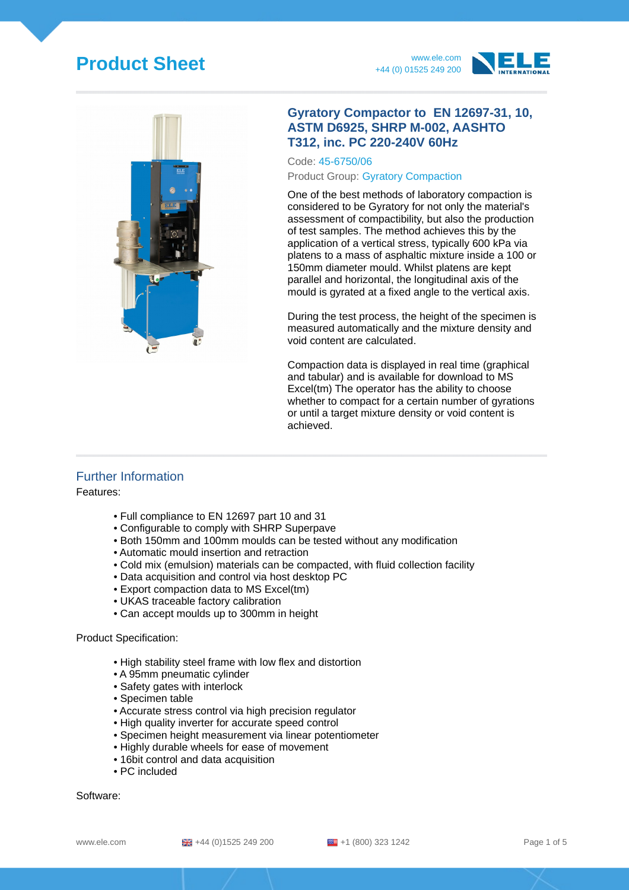# Product Sheet

www.ele.com
+44 (0) 01525 249 200

## Gyratory Compactor to EN 12697-31, 10, ASTM D6925, SHRP M-002, AASHTO T312, inc. PC 220-240V 60Hz

Code: 45-6750/06

Product Group: Gyratory Compaction

One of the best methods of laboratory compaction is considered to be Gyratory for not only the material's assessment of compactibility, but also the production of test samples. The method achieves this by the application of a vertical stress, typically 600 kPa via platens to a mass of asphaltic mixture inside a 100 or 150mm diameter mould. Whilst platens are kept parallel and horizontal, the longitudinal axis of the mould is gyrated at a fixed angle to the vertical axis.

During the test process, the height of the specimen is measured automatically and the mixture density and void content are calculated.

Compaction data is displayed in real time (graphical and tabular) and is available for download to MS Excel(tm) The operator has the ability to choose whether to compact for a certain number of gyrations or until a target mixture density or void content is achieved.

## Further Information

Features:

- Full compliance to EN 12697 part 10 and 31
- Configurable to comply with SHRP Superpave
- Both 150mm and 100mm moulds can be tested without any modification
- Automatic mould insertion and retraction
- Cold mix (emulsion) materials can be compacted, with fluid collection facility
- Data acquisition and control via host desktop PC
- Export compaction data to MS Excel(tm)
- UKAS traceable factory calibration
- Can accept moulds up to 300mm in height

Product Specification:

- High stability steel frame with low flex and distortion
- A 95mm pneumatic cylinder
- Safety gates with interlock
- Specimen table
- Accurate stress control via high precision regulator
- High quality inverter for accurate speed control
- Specimen height measurement via linear potentiometer
- Highly durable wheels for ease of movement
- 16bit control and data acquisition
- PC included

Software: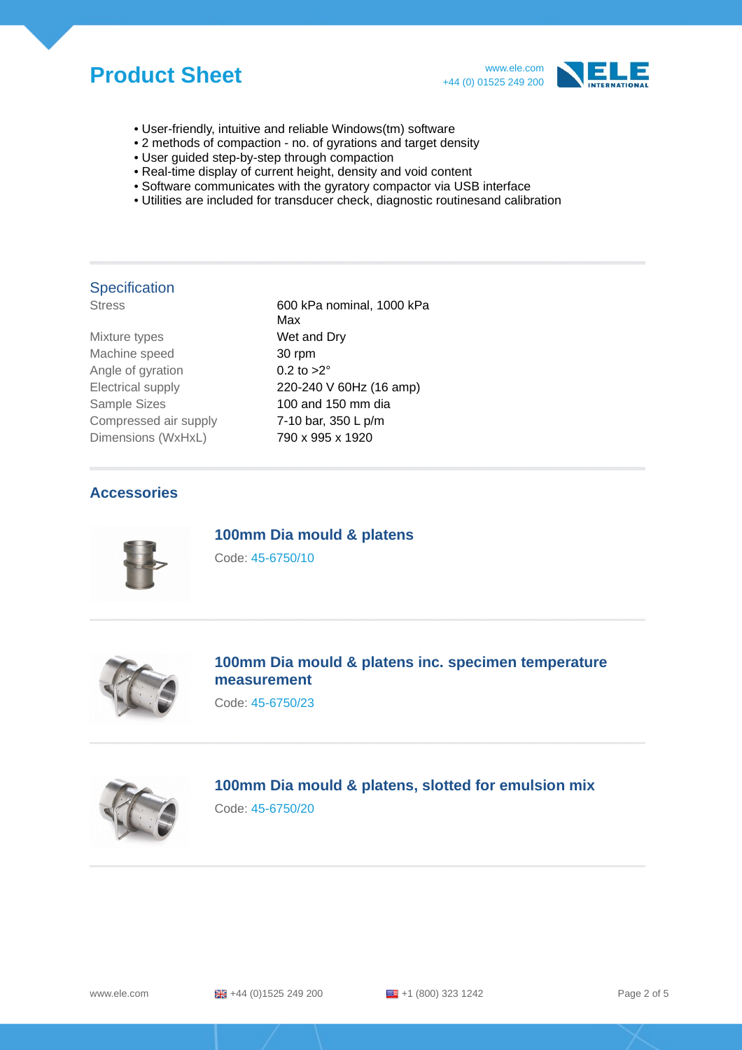- User-friendly, intuitive and reliable Windows(tm) software
- 2 methods of compaction - no. of gyrations and target density
- User guided step-by-step through compaction
- Real-time display of current height, density and void content
- Software communicates with the gyratory compactor via USB interface
- Utilities are included for transducer check, diagnostic routinesand calibration

## Specification

| | |
|---|---|
| Stress | 600 kPa nominal, 1000 kPa Max |
| Mixture types | Wet and Dry |
| Machine speed | 30 rpm |
| Angle of gyration | 0.2 to >2° |
| Electrical supply | 220-240 V 60Hz (16 amp) |
| Sample Sizes | 100 and 150 mm dia |
| Compressed air supply | 7-10 bar, 350 L p/m |
| Dimensions (WxHxL) | 790 x 995 x 1920 |

## Accessories

### 100mm Dia mould & platens

Code: 45-6750/10

### 100mm Dia mould & platens inc. specimen temperature measurement

Code: 45-6750/23

### 100mm Dia mould & platens, slotted for emulsion mix

Code: 45-6750/20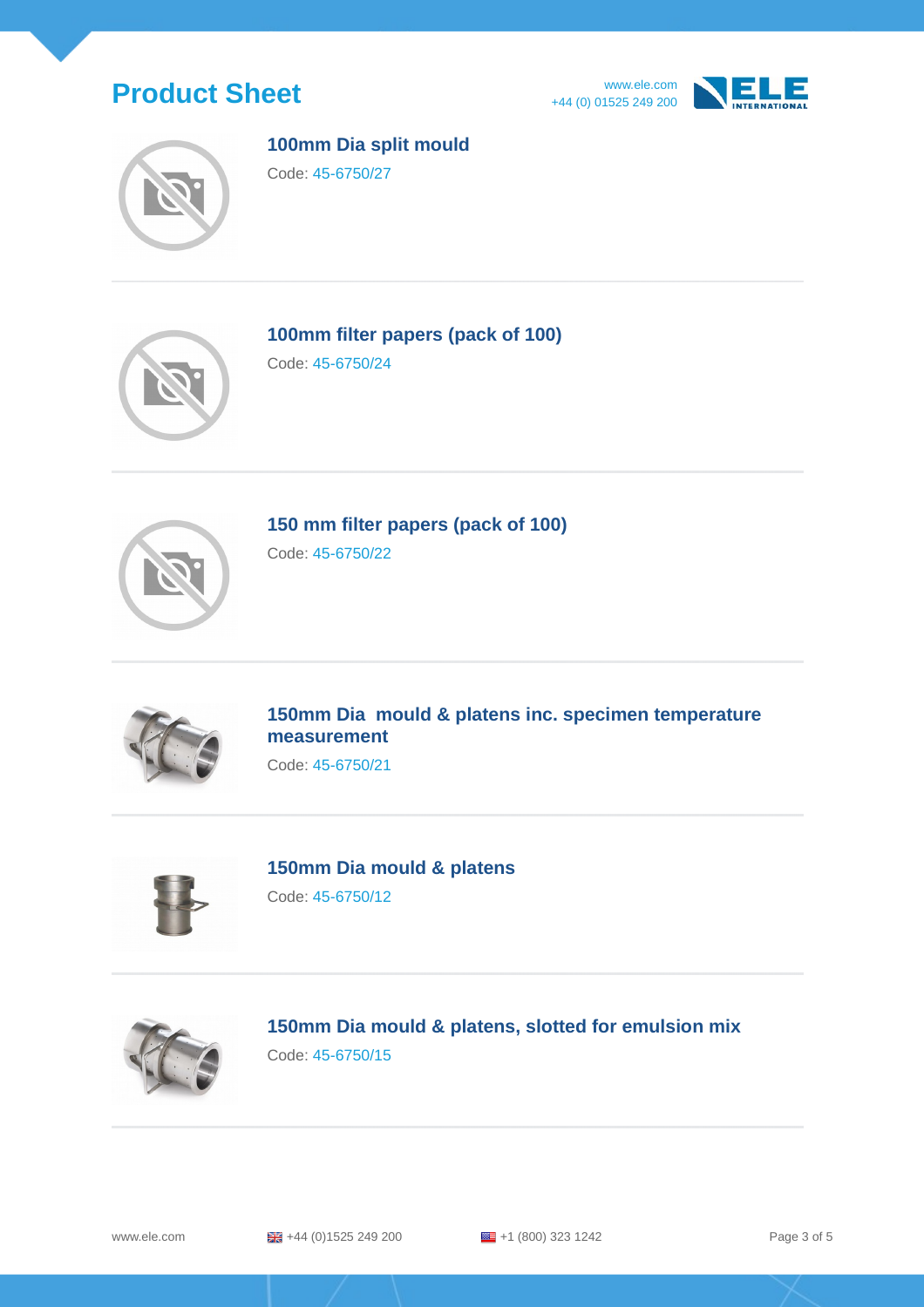### 100mm Dia split mould

Code: 45-6750/27

### 100mm filter papers (pack of 100)

Code: 45-6750/24

### 150 mm filter papers (pack of 100)

Code: 45-6750/22

### 150mm Dia mould & platens inc. specimen temperature measurement

Code: 45-6750/21

### 150mm Dia mould & platens

Code: 45-6750/12

### 150mm Dia mould & platens, slotted for emulsion mix

Code: 45-6750/15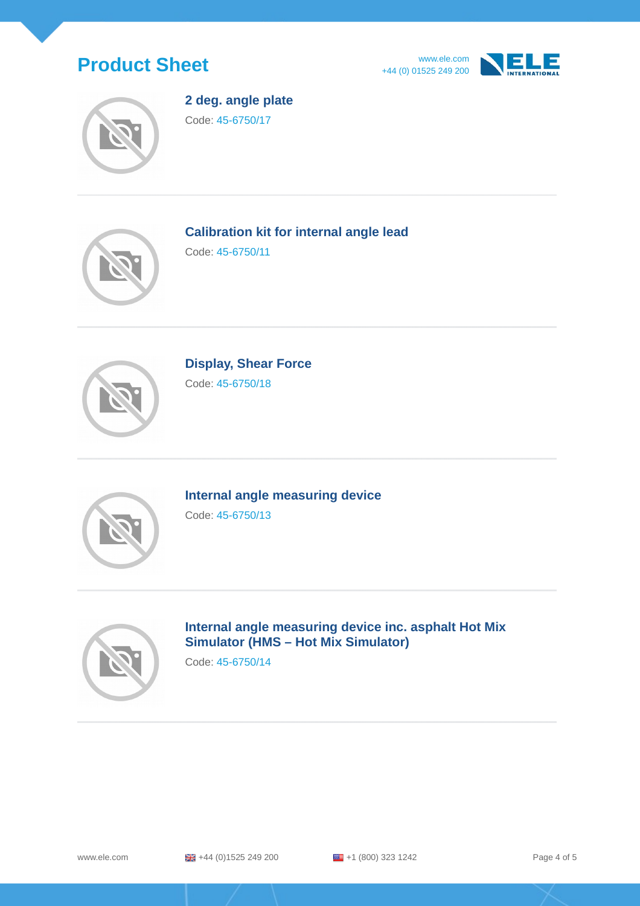### 2 deg. angle plate

Code: 45-6750/17

---

### Calibration kit for internal angle lead

Code: 45-6750/11

---

### Display, Shear Force

Code: 45-6750/18

---

### Internal angle measuring device

Code: 45-6750/13

---

### Internal angle measuring device inc. asphalt Hot Mix Simulator (HMS – Hot Mix Simulator)

Code: 45-6750/14

---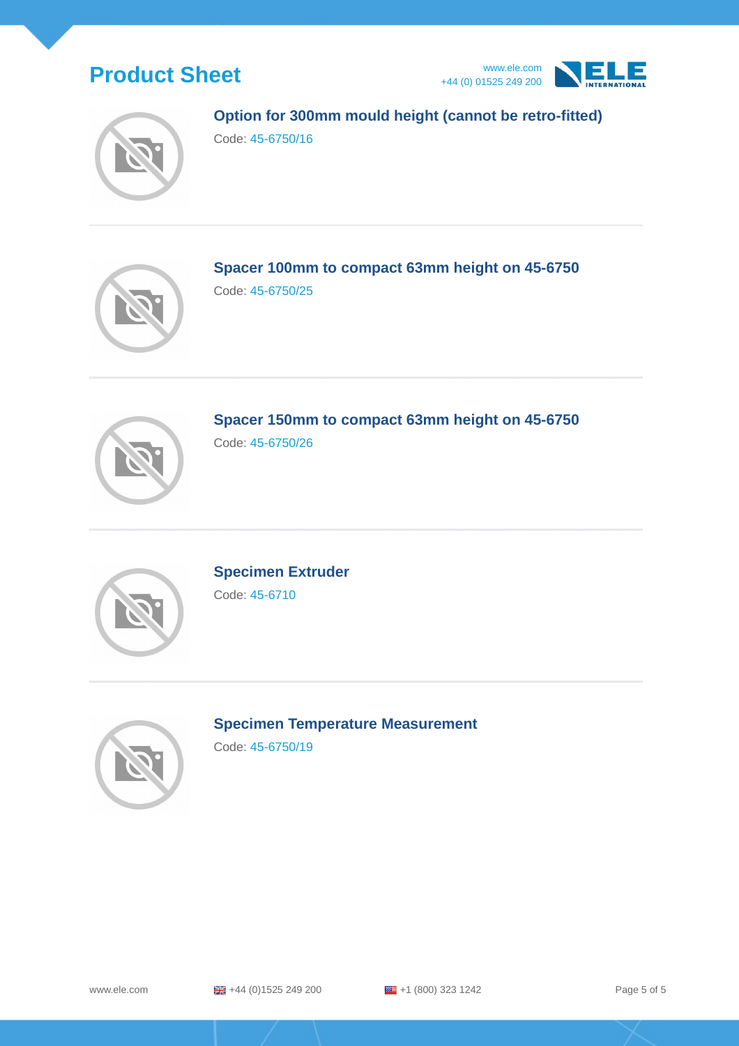### Option for 300mm mould height (cannot be retro-fitted)

Code: 45-6750/16

### Spacer 100mm to compact 63mm height on 45-6750

Code: 45-6750/25

### Spacer 150mm to compact 63mm height on 45-6750

Code: 45-6750/26

### Specimen Extruder

Code: 45-6710

### Specimen Temperature Measurement

Code: 45-6750/19